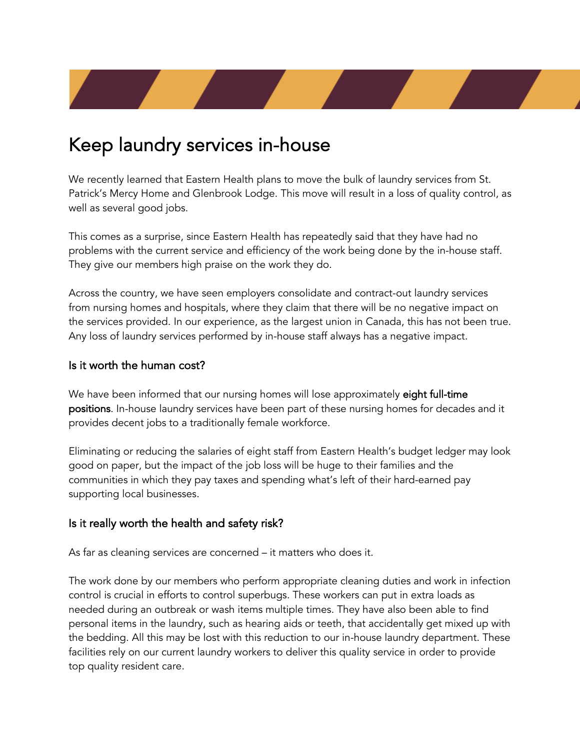# Keep laundry services in-house

We recently learned that Eastern Health plans to move the bulk of laundry services from St. Patrick's Mercy Home and Glenbrook Lodge. This move will result in a loss of quality control, as well as several good jobs.

This comes as a surprise, since Eastern Health has repeatedly said that they have had no problems with the current service and efficiency of the work being done by the in-house staff. They give our members high praise on the work they do.

Across the country, we have seen employers consolidate and contract-out laundry services from nursing homes and hospitals, where they claim that there will be no negative impact on the services provided. In our experience, as the largest union in Canada, this has not been true. Any loss of laundry services performed by in-house staff always has a negative impact.

## Is it worth the human cost?

We have been informed that our nursing homes will lose approximately **eight full-time positions**. In-house laundry services have been part of these nursing homes for decades and it provides decent jobs to a traditionally female workforce.

Eliminating or reducing the salaries of eight staff from Eastern Health's budget ledger may look good on paper, but the impact of the job loss will be huge to their families and the communities in which they pay taxes and spending what's left of their hard-earned pay supporting local businesses.

## Is it really worth the health and safety risk?

As far as cleaning services are concerned – it matters who does it.

The work done by our members who perform appropriate cleaning duties and work in infection control is crucial in efforts to control superbugs. These workers can put in extra loads as needed during an outbreak or wash items multiple times. They have also been able to find personal items in the laundry, such as hearing aids or teeth, that accidentally get mixed up with the bedding. All this may be lost with this reduction to our in-house laundry department. These facilities rely on our current laundry workers to deliver this quality service in order to provide top quality resident care.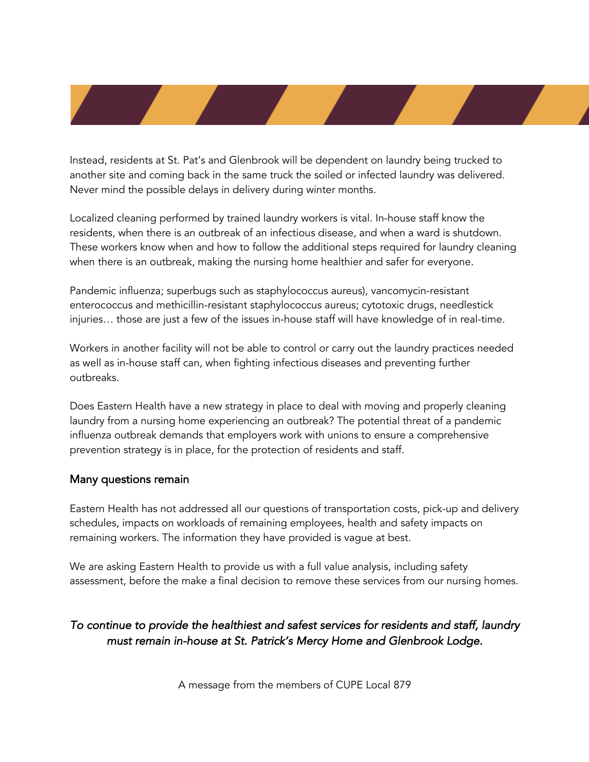Instead, residents at St. Pat's and Glenbrook will be dependent on laundry being trucked to another site and coming back in the same truck the soiled or infected laundry was delivered. Never mind the possible delays in delivery during winter months.

Localized cleaning performed by trained laundry workers is vital. In-house staff know the residents, when there is an outbreak of an infectious disease, and when a ward is shutdown. These workers know when and how to follow the additional steps required for laundry cleaning when there is an outbreak, making the nursing home healthier and safer for everyone.

Pandemic influenza; superbugs such as staphylococcus aureus), vancomycin-resistant enterococcus and methicillin-resistant staphylococcus aureus; cytotoxic drugs, needlestick injuries… those are just a few of the issues in-house staff will have knowledge of in real-time.

Workers in another facility will not be able to control or carry out the laundry practices needed as well as in-house staff can, when fighting infectious diseases and preventing further outbreaks.

Does Eastern Health have a new strategy in place to deal with moving and properly cleaning laundry from a nursing home experiencing an outbreak? The potential threat of a pandemic influenza outbreak demands that employers work with unions to ensure a comprehensive prevention strategy is in place, for the protection of residents and staff.

## Many questions remain

Eastern Health has not addressed all our questions of transportation costs, pick-up and delivery schedules, impacts on workloads of remaining employees, health and safety impacts on remaining workers. The information they have provided is vague at best.

We are asking Eastern Health to provide us with a full value analysis, including safety assessment, before the make a final decision to remove these services from our nursing homes.

*To continue to provide the healthiest and safest services for residents and staff, laundry must remain in-house at St. Patrick's Mercy Home and Glenbrook Lodge.*

A message from the members of CUPE Local 879